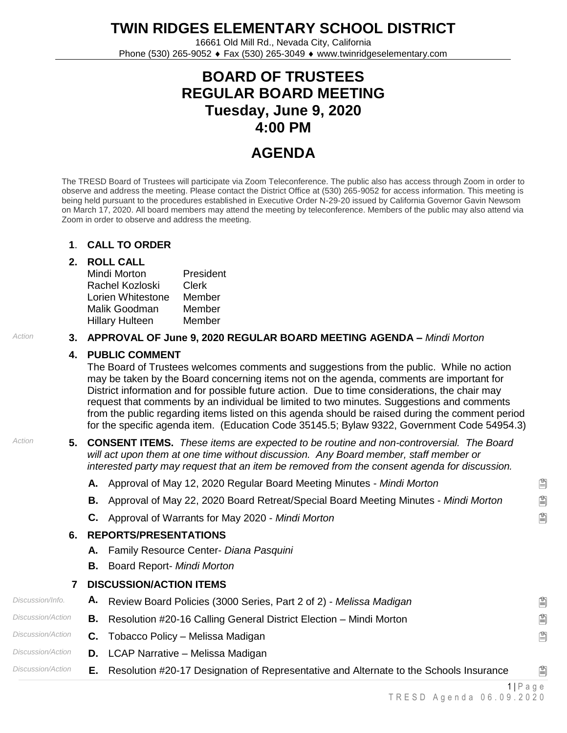# TWIN RIDGES ELEMENTARY SCHOOL DISTRICT

16661 Old Mill Rd., Nevada City, California
Phone (530) 265-9052 ♦ Fax (530) 265-3049 ♦ www.twinridgeselementary.com

## BOARD OF TRUSTEES
## REGULAR BOARD MEETING
## Tuesday, June 9, 2020
## 4:00 PM

## AGENDA

The TRESD Board of Trustees will participate via Zoom Teleconference. The public also has access through Zoom in order to observe and address the meeting. Please contact the District Office at (530) 265-9052 for access information. This meeting is being held pursuant to the procedures established in Executive Order N-29-20 issued by California Governor Gavin Newsom on March 17, 2020. All board members may attend the meeting by teleconference. Members of the public may also attend via Zoom in order to observe and address the meeting.

**1. CALL TO ORDER**

**2. ROLL CALL**

| | |
|---|---|
| Mindi Morton | President |
| Rachel Kozloski | Clerk |
| Lorien Whitestone | Member |
| Malik Goodman | Member |
| Hillary Hulteen | Member |

*Action* **3. APPROVAL OF June 9, 2020 REGULAR BOARD MEETING AGENDA –** *Mindi Morton*

**4. PUBLIC COMMENT**

The Board of Trustees welcomes comments and suggestions from the public. While no action may be taken by the Board concerning items not on the agenda, comments are important for District information and for possible future action. Due to time considerations, the chair may request that comments by an individual be limited to two minutes. Suggestions and comments from the public regarding items listed on this agenda should be raised during the comment period for the specific agenda item. (Education Code 35145.5; Bylaw 9322, Government Code 54954.3)

*Action* **5. CONSENT ITEMS.** *These items are expected to be routine and non-controversial. The Board will act upon them at one time without discussion. Any Board member, staff member or interested party may request that an item be removed from the consent agenda for discussion.*

- **A.** Approval of May 12, 2020 Regular Board Meeting Minutes - *Mindi Morton*
- **B.** Approval of May 22, 2020 Board Retreat/Special Board Meeting Minutes - *Mindi Morton*
- **C.** Approval of Warrants for May 2020 - *Mindi Morton*

**6. REPORTS/PRESENTATIONS**

- **A.** Family Resource Center- *Diana Pasquini*
- **B.** Board Report- *Mindi Morton*

**7 DISCUSSION/ACTION ITEMS**

- *Discussion/Info.* **A.** Review Board Policies (3000 Series, Part 2 of 2) - *Melissa Madigan*
- *Discussion/Action* **B.** Resolution #20-16 Calling General District Election – Mindi Morton
- *Discussion/Action* **C.** Tobacco Policy – Melissa Madigan
- *Discussion/Action* **D.** LCAP Narrative – Melissa Madigan
- *Discussion/Action* **E.** Resolution #20-17 Designation of Representative and Alternate to the Schools Insurance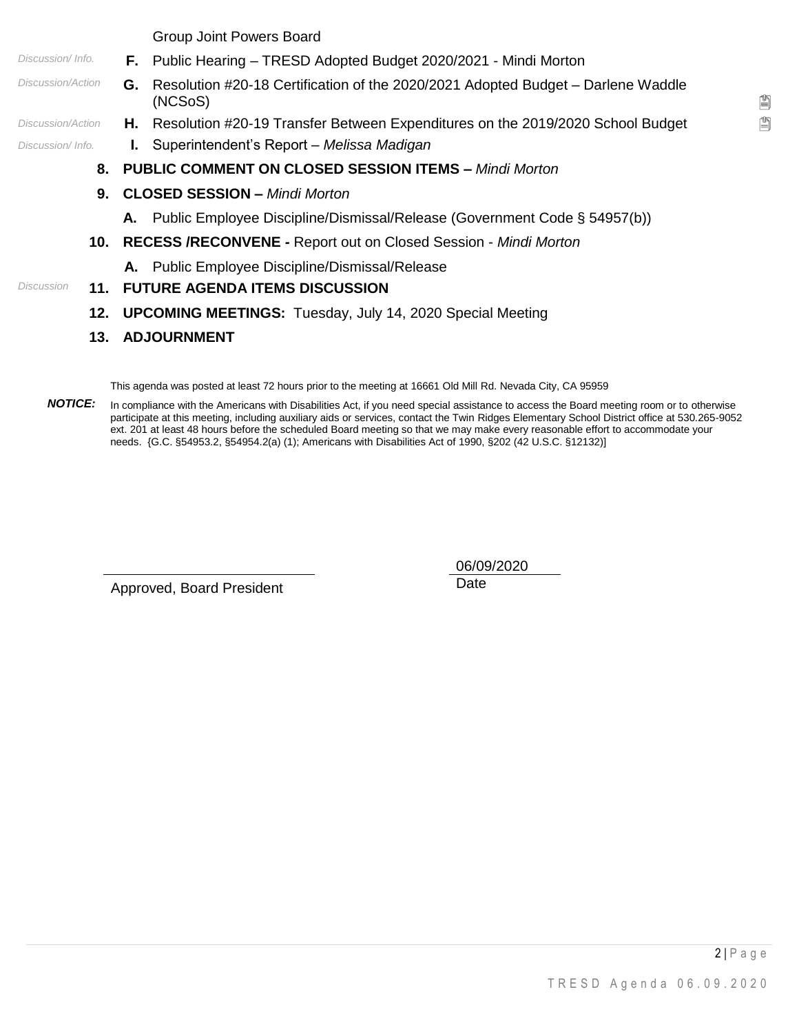Group Joint Powers Board

*Discussion/ Info.* **F.** Public Hearing – TRESD Adopted Budget 2020/2021 - Mindi Morton

*Discussion/Action* **G.** Resolution #20-18 Certification of the 2020/2021 Adopted Budget – Darlene Waddle (NCSoS)

*Discussion/Action* **H.** Resolution #20-19 Transfer Between Expenditures on the 2019/2020 School Budget

*Discussion/ Info.* **I.** Superintendent's Report – *Melissa Madigan*

**8. PUBLIC COMMENT ON CLOSED SESSION ITEMS –** *Mindi Morton*

**9. CLOSED SESSION –** *Mindi Morton*

**A.** Public Employee Discipline/Dismissal/Release (Government Code § 54957(b))

**10. RECESS /RECONVENE -** Report out on Closed Session - *Mindi Morton*

**A.** Public Employee Discipline/Dismissal/Release

*Discussion* **11. FUTURE AGENDA ITEMS DISCUSSION**

**12. UPCOMING MEETINGS:** Tuesday, July 14, 2020 Special Meeting

**13. ADJOURNMENT**

This agenda was posted at least 72 hours prior to the meeting at 16661 Old Mill Rd. Nevada City, CA 95959

***NOTICE:*** In compliance with the Americans with Disabilities Act, if you need special assistance to access the Board meeting room or to otherwise participate at this meeting, including auxiliary aids or services, contact the Twin Ridges Elementary School District office at 530.265-9052 ext. 201 at least 48 hours before the scheduled Board meeting so that we may make every reasonable effort to accommodate your needs. {G.C. §54953.2, §54954.2(a) (1); Americans with Disabilities Act of 1990, §202 (42 U.S.C. §12132)]

Approved, Board President

06/09/2020

Date